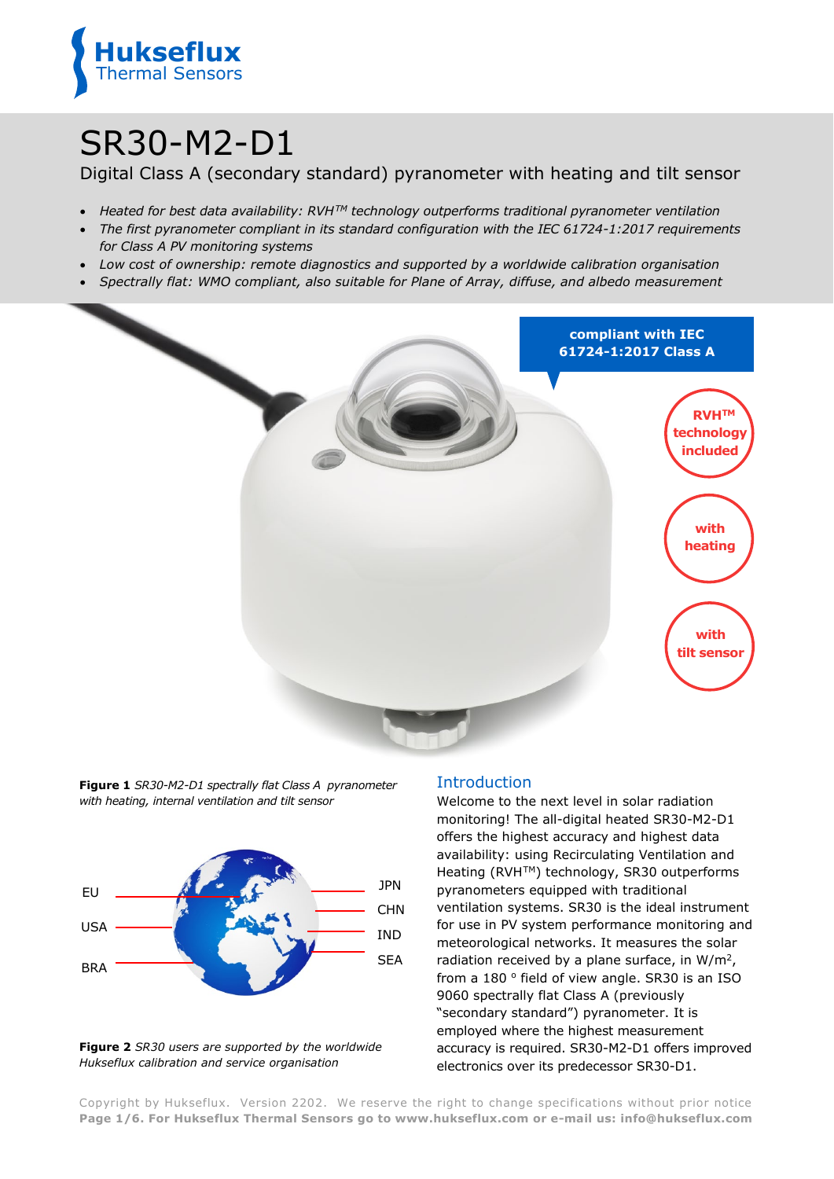# SR30-M2-D1

Digital Class A (secondary standard) pyranometer with heating and tilt sensor

- *Heated for best data availability: RVH™ technology outperforms traditional pyranometer ventilation*
- *The first pyranometer compliant in its standard configuration with the IEC 61724-1:2017 requirements for Class A PV monitoring systems*
- *Low cost of ownership: remote diagnostics and supported by a worldwide calibration organisation*
- *Spectrally flat: WMO compliant, also suitable for Plane of Array, diffuse, and albedo measurement*

**compliant with IEC 61724-1:2017 Class A**

**RVH™ technology included**

**with heating**

**with tilt sensor**

**Figure 1** *SR30-M2-D1 spectrally flat Class A pyranometer with heating, internal ventilation and tilt sensor*

EU, USA, BRA, JPN, CHN, IND, SEA

**Figure 2** *SR30 users are supported by the worldwide Hukseflux calibration and service organisation*

## Introduction

Welcome to the next level in solar radiation monitoring! The all-digital heated SR30-M2-D1 offers the highest accuracy and highest data availability: using Recirculating Ventilation and Heating (RVH™) technology, SR30 outperforms pyranometers equipped with traditional ventilation systems. SR30 is the ideal instrument for use in PV system performance monitoring and meteorological networks. It measures the solar radiation received by a plane surface, in W/m², from a 180 ° field of view angle. SR30 is an ISO 9060 spectrally flat Class A (previously "secondary standard") pyranometer. It is employed where the highest measurement accuracy is required. SR30-M2-D1 offers improved electronics over its predecessor SR30-D1.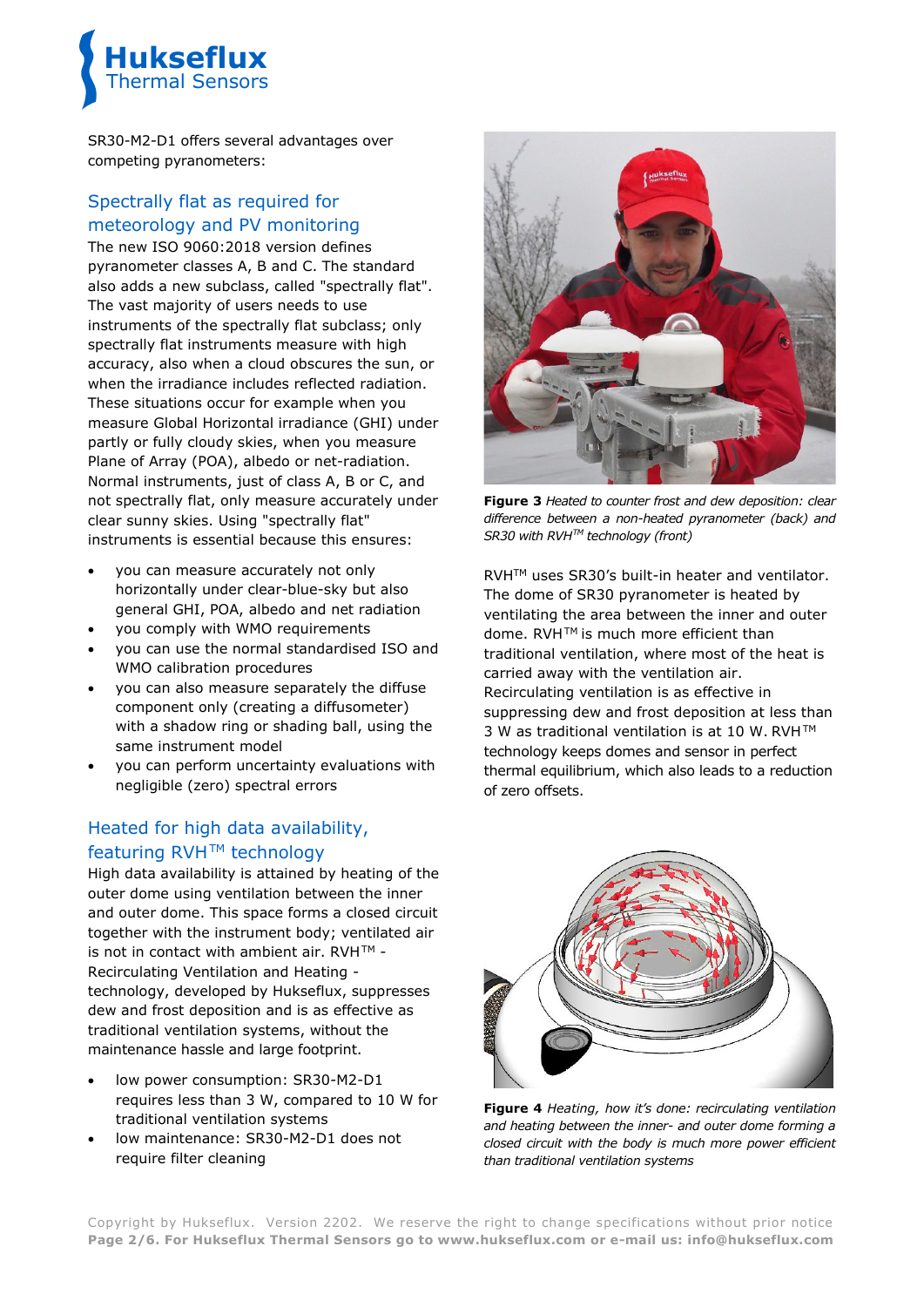SR30-M2-D1 offers several advantages over competing pyranometers:

## Spectrally flat as required for meteorology and PV monitoring

The new ISO 9060:2018 version defines pyranometer classes A, B and C. The standard also adds a new subclass, called "spectrally flat". The vast majority of users needs to use instruments of the spectrally flat subclass; only spectrally flat instruments measure with high accuracy, also when a cloud obscures the sun, or when the irradiance includes reflected radiation. These situations occur for example when you measure Global Horizontal irradiance (GHI) under partly or fully cloudy skies, when you measure Plane of Array (POA), albedo or net-radiation. Normal instruments, just of class A, B or C, and not spectrally flat, only measure accurately under clear sunny skies. Using "spectrally flat" instruments is essential because this ensures:

- you can measure accurately not only horizontally under clear-blue-sky but also general GHI, POA, albedo and net radiation
- you comply with WMO requirements
- you can use the normal standardised ISO and WMO calibration procedures
- you can also measure separately the diffuse component only (creating a diffusometer) with a shadow ring or shading ball, using the same instrument model
- you can perform uncertainty evaluations with negligible (zero) spectral errors

## Heated for high data availability, featuring RVH™ technology

High data availability is attained by heating of the outer dome using ventilation between the inner and outer dome. This space forms a closed circuit together with the instrument body; ventilated air is not in contact with ambient air. RVH™ - Recirculating Ventilation and Heating - technology, developed by Hukseflux, suppresses dew and frost deposition and is as effective as traditional ventilation systems, without the maintenance hassle and large footprint.

- low power consumption: SR30-M2-D1 requires less than 3 W, compared to 10 W for traditional ventilation systems
- low maintenance: SR30-M2-D1 does not require filter cleaning

**Figure 3** *Heated to counter frost and dew deposition: clear difference between a non-heated pyranometer (back) and SR30 with RVH™ technology (front)*

RVH™ uses SR30's built-in heater and ventilator. The dome of SR30 pyranometer is heated by ventilating the area between the inner and outer dome. RVH™ is much more efficient than traditional ventilation, where most of the heat is carried away with the ventilation air. Recirculating ventilation is as effective in suppressing dew and frost deposition at less than 3 W as traditional ventilation is at 10 W. RVH™ technology keeps domes and sensor in perfect thermal equilibrium, which also leads to a reduction of zero offsets.

**Figure 4** *Heating, how it's done: recirculating ventilation and heating between the inner- and outer dome forming a closed circuit with the body is much more power efficient than traditional ventilation systems*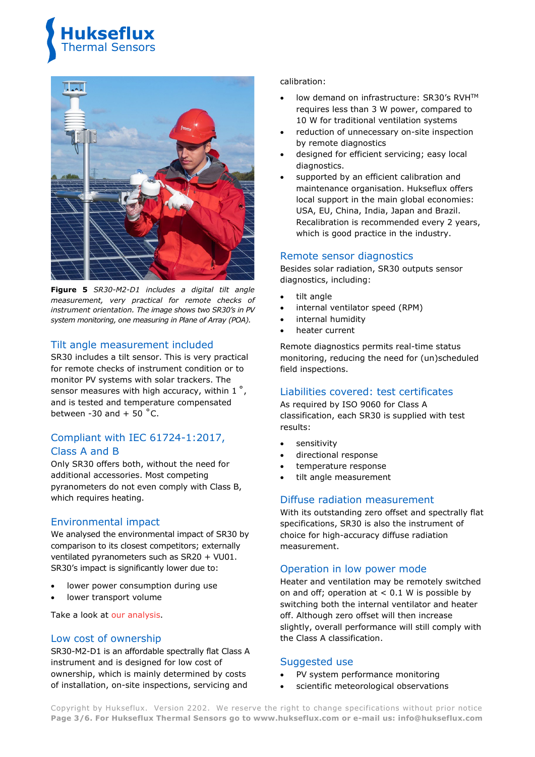**Figure 5** *SR30-M2-D1 includes a digital tilt angle measurement, very practical for remote checks of instrument orientation. The image shows two SR30's in PV system monitoring, one measuring in Plane of Array (POA).*

## Tilt angle measurement included

SR30 includes a tilt sensor. This is very practical for remote checks of instrument condition or to monitor PV systems with solar trackers. The sensor measures with high accuracy, within 1 °, and is tested and temperature compensated between -30 and + 50 °C.

## Compliant with IEC 61724-1:2017, Class A and B

Only SR30 offers both, without the need for additional accessories. Most competing pyranometers do not even comply with Class B, which requires heating.

## Environmental impact

We analysed the environmental impact of SR30 by comparison to its closest competitors; externally ventilated pyranometers such as SR20 + VU01. SR30's impact is significantly lower due to:

- lower power consumption during use
- lower transport volume

Take a look at our analysis.

## Low cost of ownership

SR30-M2-D1 is an affordable spectrally flat Class A instrument and is designed for low cost of ownership, which is mainly determined by costs of installation, on-site inspections, servicing and calibration:

- low demand on infrastructure: SR30's RVH™ requires less than 3 W power, compared to 10 W for traditional ventilation systems
- reduction of unnecessary on-site inspection by remote diagnostics
- designed for efficient servicing; easy local diagnostics.
- supported by an efficient calibration and maintenance organisation. Hukseflux offers local support in the main global economies: USA, EU, China, India, Japan and Brazil. Recalibration is recommended every 2 years, which is good practice in the industry.

## Remote sensor diagnostics

Besides solar radiation, SR30 outputs sensor diagnostics, including:

- tilt angle
- internal ventilator speed (RPM)
- internal humidity
- heater current

Remote diagnostics permits real-time status monitoring, reducing the need for (un)scheduled field inspections.

## Liabilities covered: test certificates

As required by ISO 9060 for Class A classification, each SR30 is supplied with test results:

- sensitivity
- directional response
- temperature response
- tilt angle measurement

## Diffuse radiation measurement

With its outstanding zero offset and spectrally flat specifications, SR30 is also the instrument of choice for high-accuracy diffuse radiation measurement.

## Operation in low power mode

Heater and ventilation may be remotely switched on and off; operation at < 0.1 W is possible by switching both the internal ventilator and heater off. Although zero offset will then increase slightly, overall performance will still comply with the Class A classification.

## Suggested use

- PV system performance monitoring
- scientific meteorological observations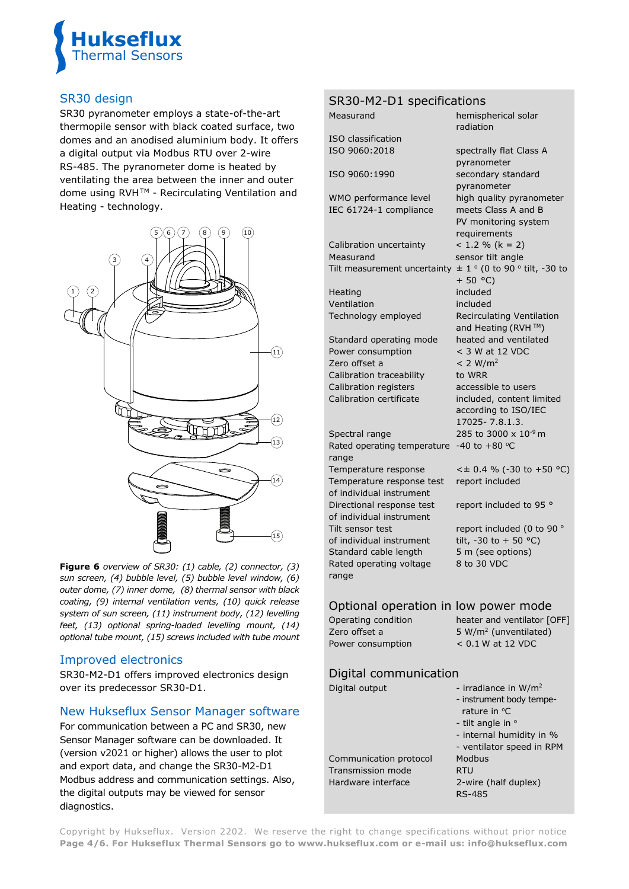## SR30 design

SR30 pyranometer employs a state-of-the-art thermopile sensor with black coated surface, two domes and an anodised aluminium body. It offers a digital output via Modbus RTU over 2-wire RS-485. The pyranometer dome is heated by ventilating the area between the inner and outer dome using RVH™ - Recirculating Ventilation and Heating - technology.

**Figure 6** *overview of SR30: (1) cable, (2) connector, (3) sun screen, (4) bubble level, (5) bubble level window, (6) outer dome, (7) inner dome, (8) thermal sensor with black coating, (9) internal ventilation vents, (10) quick release system of sun screen, (11) instrument body, (12) levelling feet, (13) optional spring-loaded levelling mount, (14) optional tube mount, (15) screws included with tube mount*

## Improved electronics

SR30-M2-D1 offers improved electronics design over its predecessor SR30-D1.

## New Hukseflux Sensor Manager software

For communication between a PC and SR30, new Sensor Manager software can be downloaded. It (version v2021 or higher) allows the user to plot and export data, and change the SR30-M2-D1 Modbus address and communication settings. Also, the digital outputs may be viewed for sensor diagnostics.

## SR30-M2-D1 specifications

| | |
|---|---|
| Measurand | hemispherical solar radiation |
| ISO classification | |
| ISO 9060:2018 | spectrally flat Class A pyranometer |
| ISO 9060:1990 | secondary standard pyranometer |
| WMO performance level | high quality pyranometer |
| IEC 61724-1 compliance | meets Class A and B PV monitoring system requirements |
| Calibration uncertainty | < 1.2 % (k = 2) |
| Measurand | sensor tilt angle |
| Tilt measurement uncertainty | ± 1 ° (0 to 90 ° tilt, -30 to + 50 °C) |
| Heating | included |
| Ventilation | included |
| Technology employed | Recirculating Ventilation and Heating (RVH™) |
| Standard operating mode | heated and ventilated |
| Power consumption | < 3 W at 12 VDC |
| Zero offset a | < 2 W/m² |
| Calibration traceability | to WRR |
| Calibration registers | accessible to users |
| Calibration certificate | included, content limited according to ISO/IEC 17025- 7.8.1.3. |
| Spectral range | 285 to 3000 x $10^{-9}$ m |
| Rated operating temperature range | -40 to +80 °C |
| Temperature response | <± 0.4 % (-30 to +50 °C) |
| Temperature response test of individual instrument | report included |
| Directional response test of individual instrument | report included to 95 ° |
| Tilt sensor test of individual instrument | report included (0 to 90 ° tilt, -30 to + 50 °C) |
| Standard cable length | 5 m (see options) |
| Rated operating voltage range | 8 to 30 VDC |

## Optional operation in low power mode

| | |
|---|---|
| Operating condition | heater and ventilator [OFF] |
| Zero offset a | 5 W/m² (unventilated) |
| Power consumption | < 0.1 W at 12 VDC |

## Digital communication

| | |
|---|---|
| Digital output | - irradiance in W/m²<br>- instrument body temperature in °C<br>- tilt angle in °<br>- internal humidity in %<br>- ventilator speed in RPM |
| Communication protocol | Modbus |
| Transmission mode | RTU |
| Hardware interface | 2-wire (half duplex) RS-485 |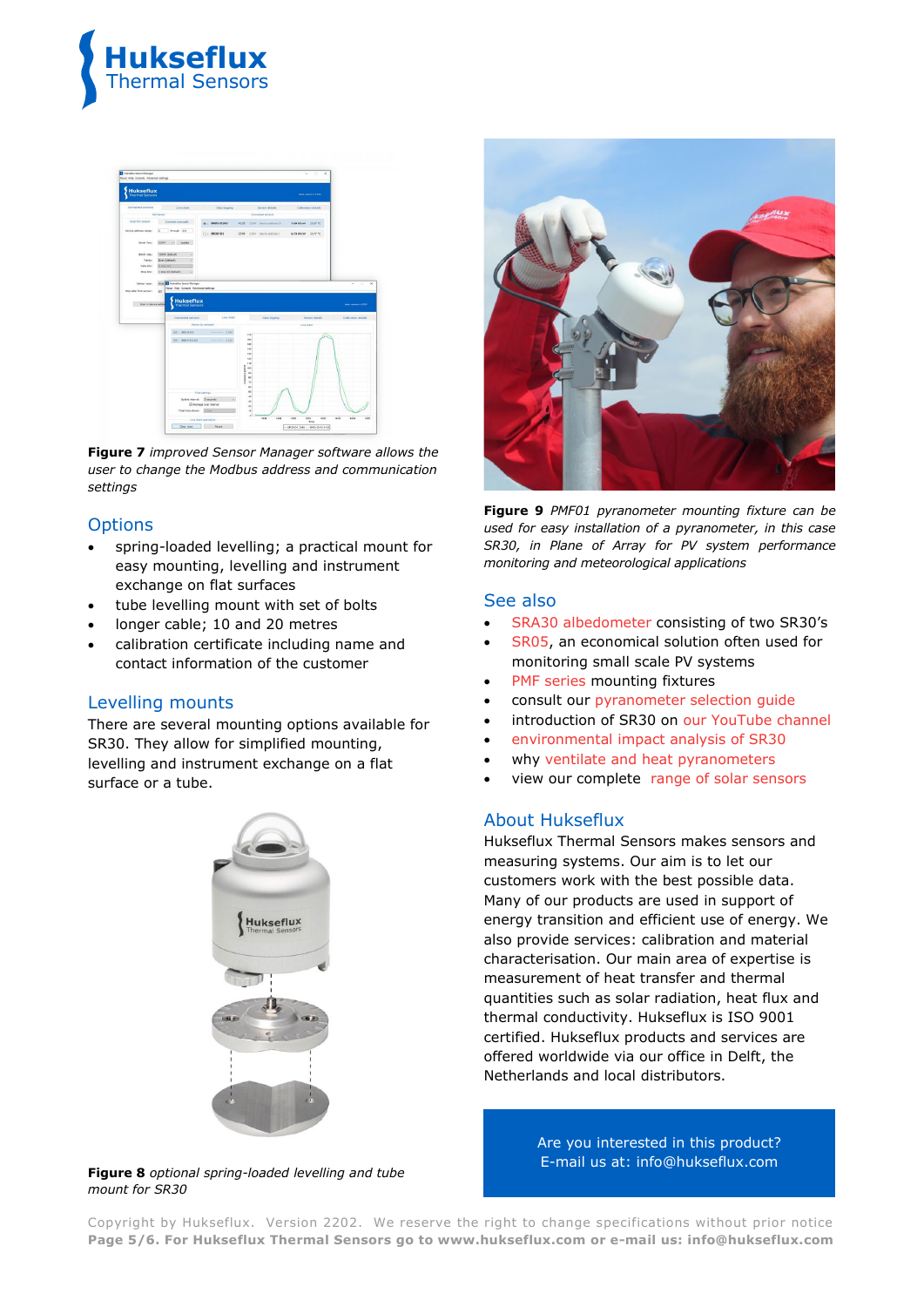**Figure 7** *improved Sensor Manager software allows the user to change the Modbus address and communication settings*

## Options

- spring-loaded levelling; a practical mount for easy mounting, levelling and instrument exchange on flat surfaces
- tube levelling mount with set of bolts
- longer cable; 10 and 20 metres
- calibration certificate including name and contact information of the customer

## Levelling mounts

There are several mounting options available for SR30. They allow for simplified mounting, levelling and instrument exchange on a flat surface or a tube.

**Figure 8** *optional spring-loaded levelling and tube mount for SR30*

**Figure 9** *PMF01 pyranometer mounting fixture can be used for easy installation of a pyranometer, in this case SR30, in Plane of Array for PV system performance monitoring and meteorological applications*

## See also

- SRA30 albedometer consisting of two SR30's
- SR05, an economical solution often used for monitoring small scale PV systems
- PMF series mounting fixtures
- consult our pyranometer selection guide
- introduction of SR30 on our YouTube channel
- environmental impact analysis of SR30
- why ventilate and heat pyranometers
- view our complete range of solar sensors

## About Hukseflux

Hukseflux Thermal Sensors makes sensors and measuring systems. Our aim is to let our customers work with the best possible data. Many of our products are used in support of energy transition and efficient use of energy. We also provide services: calibration and material characterisation. Our main area of expertise is measurement of heat transfer and thermal quantities such as solar radiation, heat flux and thermal conductivity. Hukseflux is ISO 9001 certified. Hukseflux products and services are offered worldwide via our office in Delft, the Netherlands and local distributors.

Are you interested in this product?
E-mail us at: info@hukseflux.com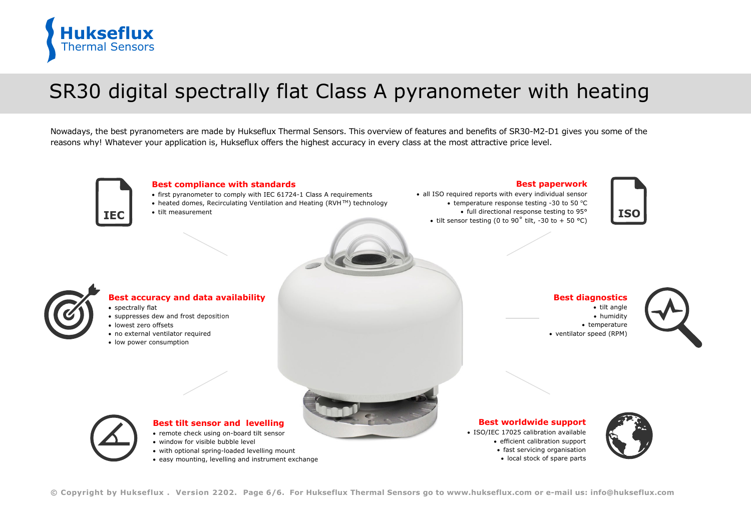# SR30 digital spectrally flat Class A pyranometer with heating

Nowadays, the best pyranometers are made by Hukseflux Thermal Sensors. This overview of features and benefits of SR30-M2-D1 gives you some of the reasons why! Whatever your application is, Hukseflux offers the highest accuracy in every class at the most attractive price level.

## Best compliance with standards

- first pyranometer to comply with IEC 61724-1 Class A requirements
- heated domes, Recirculating Ventilation and Heating (RVH™) technology
- tilt measurement

## Best paperwork

- all ISO required reports with every individual sensor
- temperature response testing -30 to 50 °C
- full directional response testing to 95°
- tilt sensor testing (0 to 90° tilt, -30 to + 50 °C)

## Best accuracy and data availability

- spectrally flat
- suppresses dew and frost deposition
- lowest zero offsets
- no external ventilator required
- low power consumption

## Best diagnostics

- tilt angle
- humidity
- temperature
- ventilator speed (RPM)

## Best tilt sensor and levelling

- remote check using on-board tilt sensor
- window for visible bubble level
- with optional spring-loaded levelling mount
- easy mounting, levelling and instrument exchange

## Best worldwide support

- ISO/IEC 17025 calibration available
- efficient calibration support
- fast servicing organisation
- local stock of spare parts

© Copyright by Hukseflux . Version 2202. Page 6/6. For Hukseflux Thermal Sensors go to www.hukseflux.com or e-mail us: info@hukseflux.com